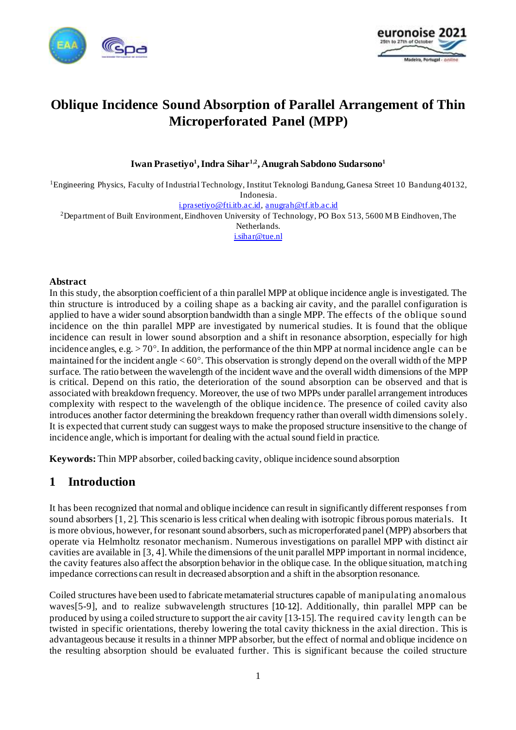# Oblique Incidence Sound Absorption of Parallel Arrangement of Thin Microperforated Panel (MPP)

**Iwan Prasetiyo[1], Indra Sihar[1,2], Anugrah Sabdono Sudarsono[1]**

[1]Engineering Physics, Faculty of Industrial Technology, Institut Teknologi Bandung, Ganesa Street 10 Bandung 40132, Indonesia.
i.prasetiyo@fti.itb.ac.id, anugrah@tf.itb.ac.id
[2]Department of Built Environment, Eindhoven University of Technology, PO Box 513, 5600 MB Eindhoven, The Netherlands.
i.sihar@tue.nl

### Abstract

In this study, the absorption coefficient of a thin parallel MPP at oblique incidence angle is investigated. The thin structure is introduced by a coiling shape as a backing air cavity, and the parallel configuration is applied to have a wider sound absorption bandwidth than a single MPP. The effects of the oblique sound incidence on the thin parallel MPP are investigated by numerical studies. It is found that the oblique incidence can result in lower sound absorption and a shift in resonance absorption, especially for high incidence angles, e.g. > 70°. In addition, the performance of the thin MPP at normal incidence angle can be maintained for the incident angle < 60°. This observation is strongly depend on the overall width of the MPP surface. The ratio between the wavelength of the incident wave and the overall width dimensions of the MPP is critical. Depend on this ratio, the deterioration of the sound absorption can be observed and that is associated with breakdown frequency. Moreover, the use of two MPPs under parallel arrangement introduces complexity with respect to the wavelength of the oblique incidence. The presence of coiled cavity also introduces another factor determining the breakdown frequency rather than overall width dimensions solely. It is expected that current study can suggest ways to make the proposed structure insensitive to the change of incidence angle, which is important for dealing with the actual sound field in practice.

**Keywords:** Thin MPP absorber, coiled backing cavity, oblique incidence sound absorption

## 1 Introduction

It has been recognized that normal and oblique incidence can result in significantly different responses from sound absorbers [1, 2]. This scenario is less critical when dealing with isotropic fibrous porous materials. It is more obvious, however, for resonant sound absorbers, such as microperforated panel (MPP) absorbers that operate via Helmholtz resonator mechanism. Numerous investigations on parallel MPP with distinct air cavities are available in [3, 4]. While the dimensions of the unit parallel MPP important in normal incidence, the cavity features also affect the absorption behavior in the oblique case. In the oblique situation, matching impedance corrections can result in decreased absorption and a shift in the absorption resonance.

Coiled structures have been used to fabricate metamaterial structures capable of manipulating anomalous waves[5-9], and to realize subwavelength structures [10-12]. Additionally, thin parallel MPP can be produced by using a coiled structure to support the air cavity [13-15]. The required cavity length can be twisted in specific orientations, thereby lowering the total cavity thickness in the axial direction. This is advantageous because it results in a thinner MPP absorber, but the effect of normal and oblique incidence on the resulting absorption should be evaluated further. This is significant because the coiled structure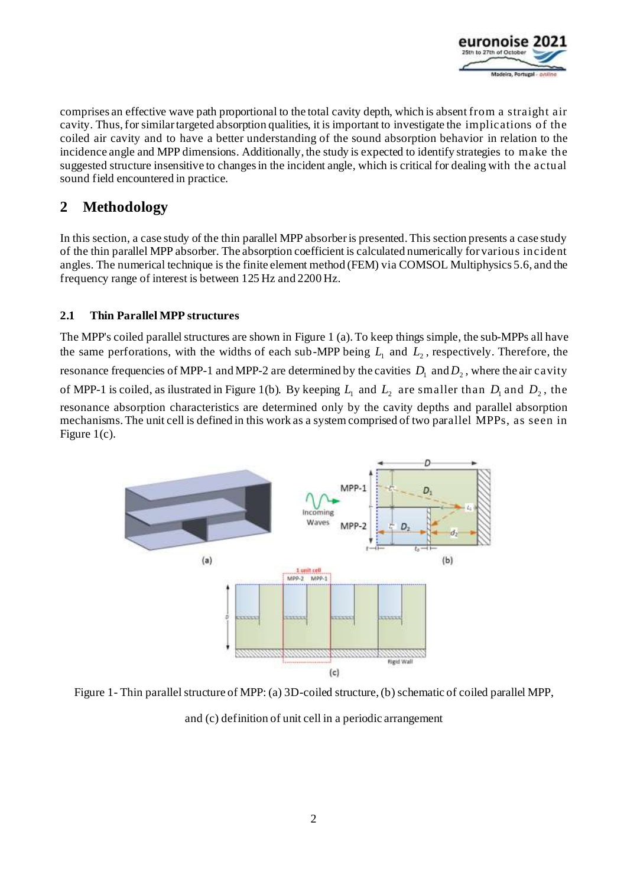comprises an effective wave path proportional to the total cavity depth, which is absent from a straight air cavity. Thus, for similar targeted absorption qualities, it is important to investigate the implications of the coiled air cavity and to have a better understanding of the sound absorption behavior in relation to the incidence angle and MPP dimensions. Additionally, the study is expected to identify strategies to make the suggested structure insensitive to changes in the incident angle, which is critical for dealing with the actual sound field encountered in practice.

# 2 Methodology

In this section, a case study of the thin parallel MPP absorber is presented. This section presents a case study of the thin parallel MPP absorber. The absorption coefficient is calculated numerically for various incident angles. The numerical technique is the finite element method (FEM) via COMSOL Multiphysics 5.6, and the frequency range of interest is between 125 Hz and 2200 Hz.

## 2.1 Thin Parallel MPP structures

The MPP's coiled parallel structures are shown in Figure 1 (a). To keep things simple, the sub-MPPs all have the same perforations, with the widths of each sub-MPP being $L_1$ and $L_2$, respectively. Therefore, the resonance frequencies of MPP-1 and MPP-2 are determined by the cavities $D_1$ and $D_2$, where the air cavity of MPP-1 is coiled, as ilustrated in Figure 1(b). By keeping $L_1$ and $L_2$ are smaller than $D_1$ and $D_2$, the resonance absorption characteristics are determined only by the cavity depths and parallel absorption mechanisms. The unit cell is defined in this work as a system comprised of two parallel MPPs, as seen in Figure 1(c).

Figure 1 - Thin parallel structure of MPP: (a) 3D-coiled structure, (b) schematic of coiled parallel MPP, and (c) definition of unit cell in a periodic arrangement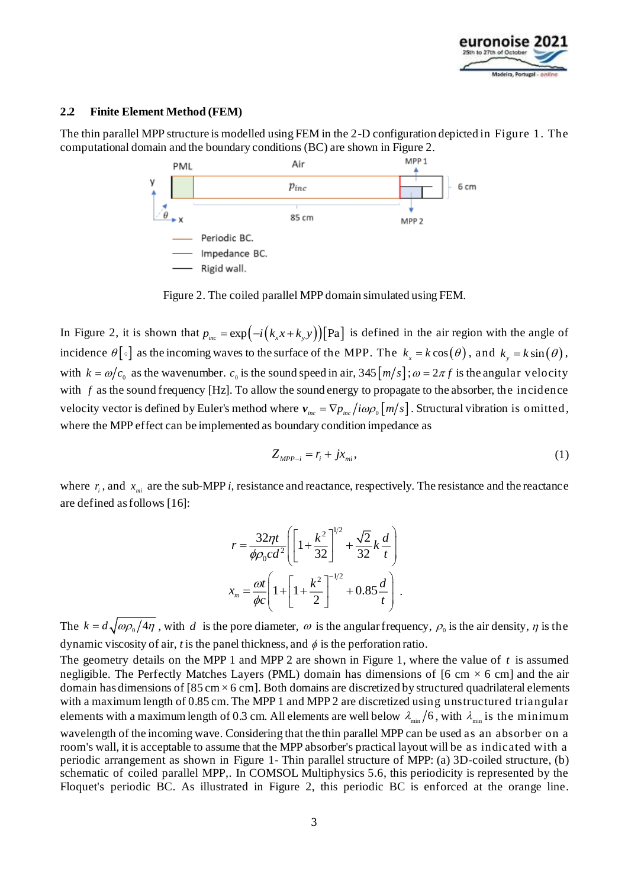### 2.2 Finite Element Method (FEM)

The thin parallel MPP structure is modelled using FEM in the 2-D configuration depicted in Figure 1. The computational domain and the boundary conditions (BC) are shown in Figure 2.

Figure 2. The coiled parallel MPP domain simulated using FEM.

In Figure 2, it is shown that $p_{inc} = \exp\left(-i\left(k_x x + k_y y\right)\right)[\text{Pa}]$ is defined in the air region with the angle of incidence $\theta[\circ]$ as the incoming waves to the surface of the MPP. The $k_x = k\cos(\theta)$, and $k_y = k\sin(\theta)$, with $k = \omega/c_0$ as the wavenumber. $c_0$ is the sound speed in air, $345[m/s]$; $\omega = 2\pi f$ is the angular velocity with $f$ as the sound frequency [Hz]. To allow the sound energy to propagate to the absorber, the incidence velocity vector is defined by Euler's method where $\boldsymbol{v}_{inc} = \nabla p_{inc}/i\omega\rho_0\,[m/s]$. Structural vibration is omitted, where the MPP effect can be implemented as boundary condition impedance as

$$Z_{MPP-i} = r_i + jx_{mi}, \tag{1}$$

where $r_i$, and $x_{mi}$ are the sub-MPP *i*, resistance and reactance, respectively. The resistance and the reactance are defined as follows [16]:

$$r = \frac{32\eta t}{\phi\rho_0 c d^2}\left(\left[1+\frac{k^2}{32}\right]^{1/2} + \frac{\sqrt{2}}{32}k\frac{d}{t}\right)$$

$$x_m = \frac{\omega t}{\phi c}\left(1+\left[1+\frac{k^2}{2}\right]^{-1/2} + 0.85\frac{d}{t}\right).$$

The $k = d\sqrt{\omega\rho_0/4\eta}$, with $d$ is the pore diameter, $\omega$ is the angular frequency, $\rho_0$ is the air density, $\eta$ is the dynamic viscosity of air, $t$ is the panel thickness, and $\phi$ is the perforation ratio.

The geometry details on the MPP 1 and MPP 2 are shown in Figure 1, where the value of $t$ is assumed negligible. The Perfectly Matches Layers (PML) domain has dimensions of [6 cm × 6 cm] and the air domain has dimensions of [85 cm × 6 cm]. Both domains are discretized by structured quadrilateral elements with a maximum length of 0.85 cm. The MPP 1 and MPP 2 are discretized using unstructured triangular elements with a maximum length of 0.3 cm. All elements are well below $\lambda_{min}/6$, with $\lambda_{min}$ is the minimum wavelength of the incoming wave. Considering that the thin parallel MPP can be used as an absorber on a room's wall, it is acceptable to assume that the MPP absorber's practical layout will be as indicated with a periodic arrangement as shown in Figure 1- Thin parallel structure of MPP: (a) 3D-coiled structure, (b) schematic of coiled parallel MPP,. In COMSOL Multiphysics 5.6, this periodicity is represented by the Floquet's periodic BC. As illustrated in Figure 2, this periodic BC is enforced at the orange line.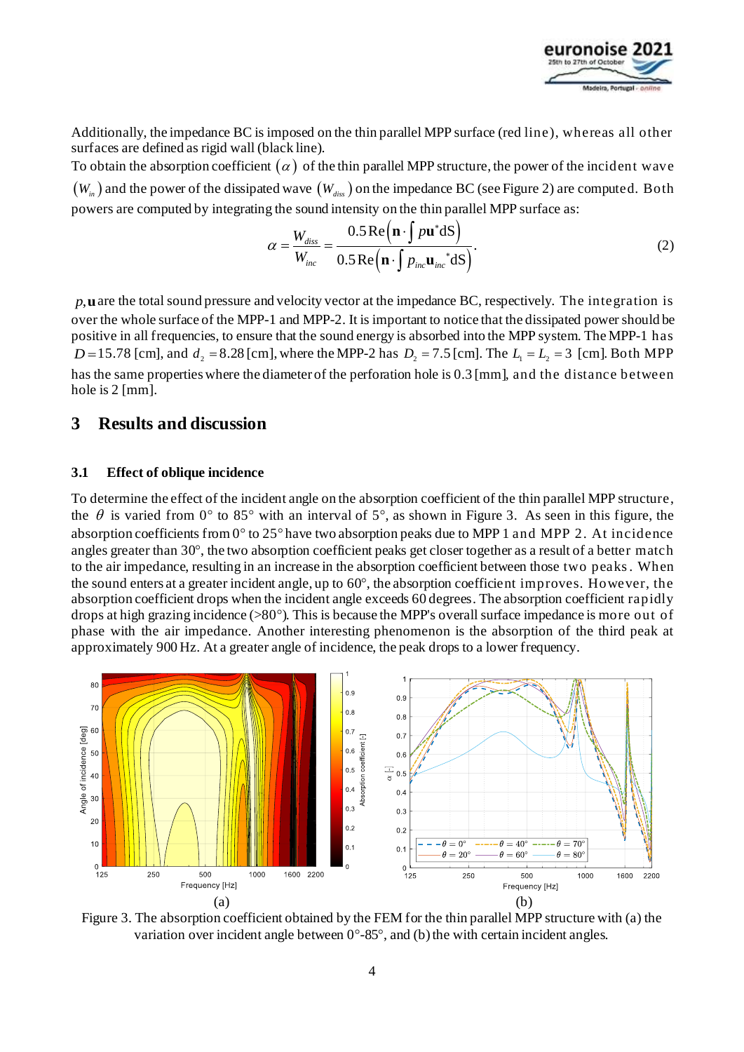Additionally, the impedance BC is imposed on the thin parallel MPP surface (red line), whereas all other surfaces are defined as rigid wall (black line).

To obtain the absorption coefficient $(\alpha)$ of the thin parallel MPP structure, the power of the incident wave $(W_{in})$ and the power of the dissipated wave $(W_{diss})$ on the impedance BC (see Figure 2) are computed. Both powers are computed by integrating the sound intensity on the thin parallel MPP surface as:

$$\alpha = \frac{W_{diss}}{W_{inc}} = \frac{0.5\,\mathrm{Re}\left(\mathbf{n}\cdot\int p\mathbf{u}^{*}\mathrm{dS}\right)}{0.5\,\mathrm{Re}\left(\mathbf{n}\cdot\int p_{inc}\mathbf{u}_{inc}{}^{*}\mathrm{dS}\right)}. \tag{2}$$

$p, \mathbf{u}$ are the total sound pressure and velocity vector at the impedance BC, respectively. The integration is over the whole surface of the MPP-1 and MPP-2. It is important to notice that the dissipated power should be positive in all frequencies, to ensure that the sound energy is absorbed into the MPP system. The MPP-1 has $D = 15.78$ [cm], and $d_2 = 8.28$ [cm], where the MPP-2 has $D_2 = 7.5$ [cm]. The $L_1 = L_2 = 3$ [cm]. Both MPP has the same properties where the diameter of the perforation hole is 0.3 [mm], and the distance between hole is 2 [mm].

## 3 Results and discussion

### 3.1 Effect of oblique incidence

To determine the effect of the incident angle on the absorption coefficient of the thin parallel MPP structure, the $\theta$ is varied from 0° to 85° with an interval of 5°, as shown in Figure 3. As seen in this figure, the absorption coefficients from 0° to 25° have two absorption peaks due to MPP 1 and MPP 2. At incidence angles greater than 30°, the two absorption coefficient peaks get closer together as a result of a better match to the air impedance, resulting in an increase in the absorption coefficient between those two peaks. When the sound enters at a greater incident angle, up to 60°, the absorption coefficient improves. However, the absorption coefficient drops when the incident angle exceeds 60 degrees. The absorption coefficient rapidly drops at high grazing incidence (>80°). This is because the MPP's overall surface impedance is more out of phase with the air impedance. Another interesting phenomenon is the absorption of the third peak at approximately 900 Hz. At a greater angle of incidence, the peak drops to a lower frequency.

(a) (b)

Figure 3. The absorption coefficient obtained by the FEM for the thin parallel MPP structure with (a) the variation over incident angle between 0°-85°, and (b) the with certain incident angles.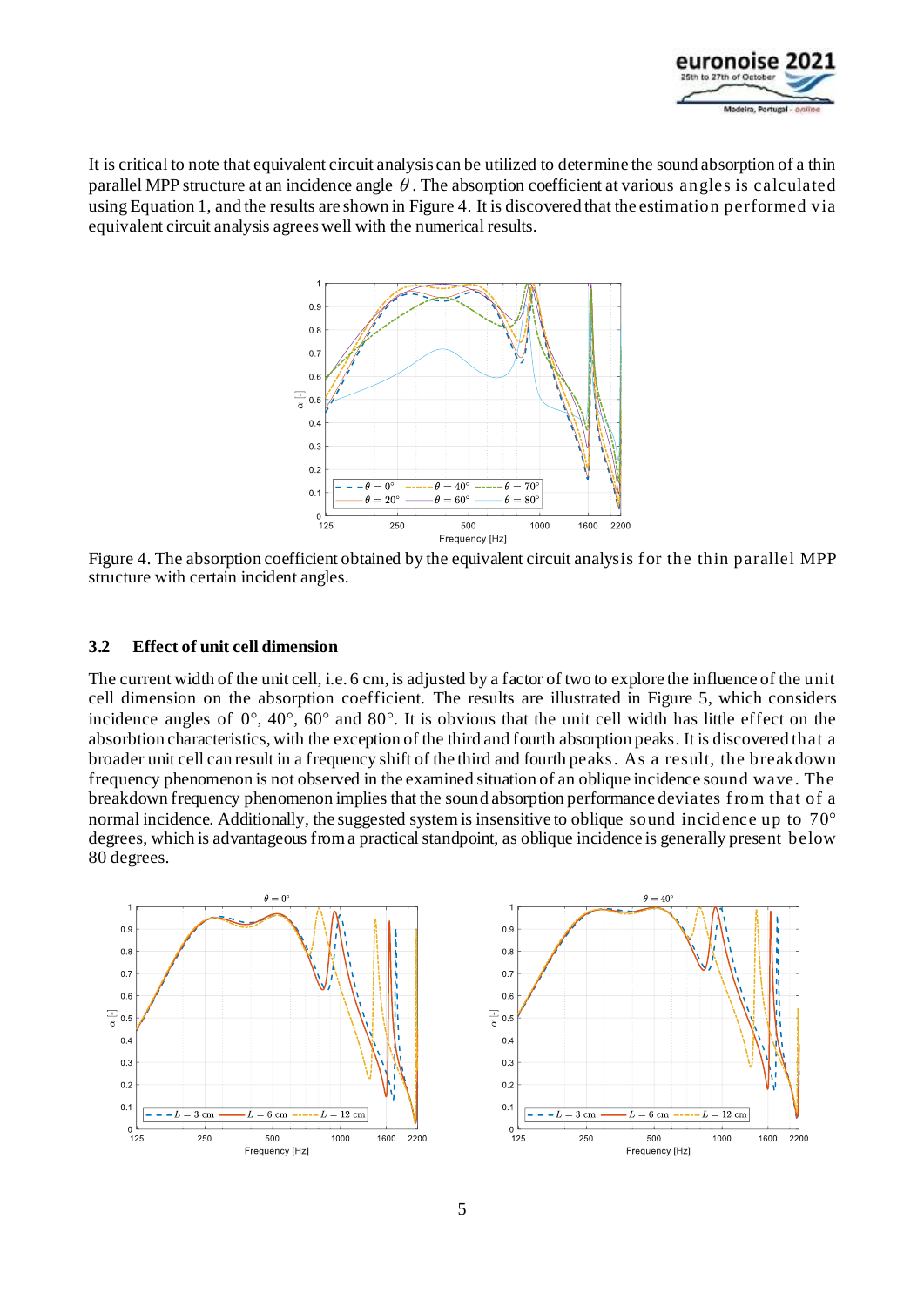It is critical to note that equivalent circuit analysis can be utilized to determine the sound absorption of a thin parallel MPP structure at an incidence angle $\theta$. The absorption coefficient at various angles is calculated using Equation 1, and the results are shown in Figure 4. It is discovered that the estimation performed via equivalent circuit analysis agrees well with the numerical results.

Figure 4. The absorption coefficient obtained by the equivalent circuit analysis for the thin parallel MPP structure with certain incident angles.

### 3.2 Effect of unit cell dimension

The current width of the unit cell, i.e. 6 cm, is adjusted by a factor of two to explore the influence of the unit cell dimension on the absorption coefficient. The results are illustrated in Figure 5, which considers incidence angles of 0°, 40°, 60° and 80°. It is obvious that the unit cell width has little effect on the absorbtion characteristics, with the exception of the third and fourth absorption peaks. It is discovered that a broader unit cell can result in a frequency shift of the third and fourth peaks. As a result, the breakdown frequency phenomenon is not observed in the examined situation of an oblique incidence sound wave. The breakdown frequency phenomenon implies that the sound absorption performance deviates from that of a normal incidence. Additionally, the suggested system is insensitive to oblique sound incidence up to 70° degrees, which is advantageous from a practical standpoint, as oblique incidence is generally present below 80 degrees.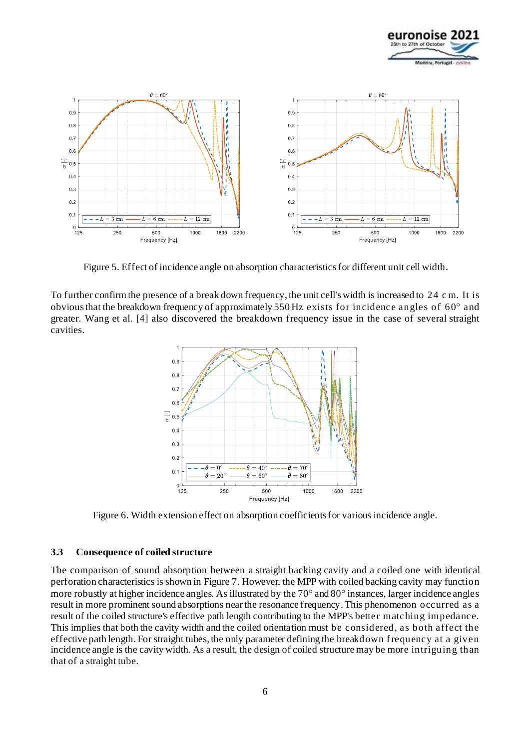Figure 5. Effect of incidence angle on absorption characteristics for different unit cell width.

To further confirm the presence of a break down frequency, the unit cell's width is increased to 24 cm. It is obvious that the breakdown frequency of approximately 550 Hz exists for incidence angles of 60° and greater. Wang et al. [4] also discovered the breakdown frequency issue in the case of several straight cavities.

Figure 6. Width extension effect on absorption coefficients for various incidence angle.

### 3.3 Consequence of coiled structure

The comparison of sound absorption between a straight backing cavity and a coiled one with identical perforation characteristics is shown in Figure 7. However, the MPP with coiled backing cavity may function more robustly at higher incidence angles. As illustrated by the 70° and 80° instances, larger incidence angles result in more prominent sound absorptions near the resonance frequency. This phenomenon occurred as a result of the coiled structure's effective path length contributing to the MPP's better matching impedance. This implies that both the cavity width and the coiled orientation must be considered, as both affect the effective path length. For straight tubes, the only parameter defining the breakdown frequency at a given incidence angle is the cavity width. As a result, the design of coiled structure may be more intriguing than that of a straight tube.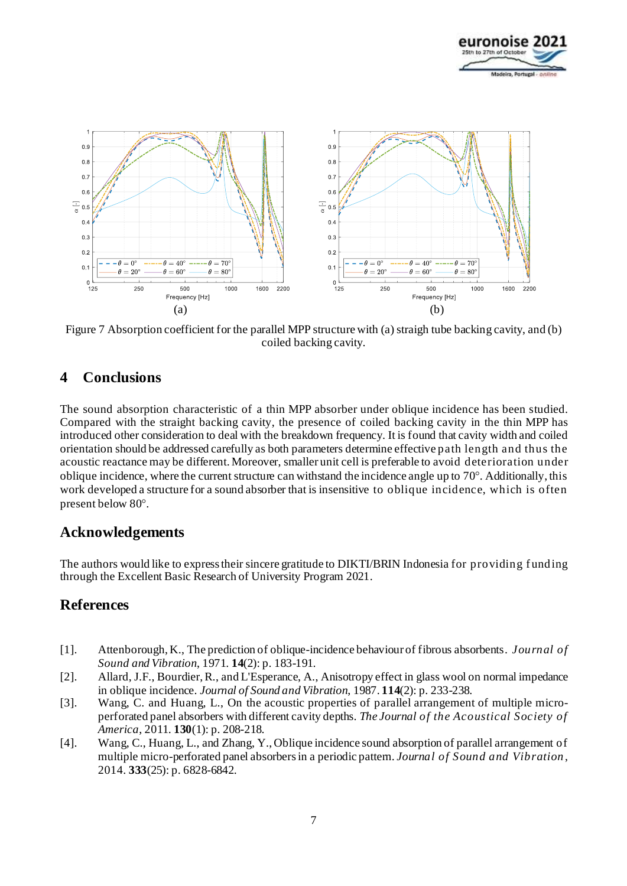Figure 7 Absorption coefficient for the parallel MPP structure with (a) straigh tube backing cavity, and (b) coiled backing cavity.

## 4 Conclusions

The sound absorption characteristic of a thin MPP absorber under oblique incidence has been studied. Compared with the straight backing cavity, the presence of coiled backing cavity in the thin MPP has introduced other consideration to deal with the breakdown frequency. It is found that cavity width and coiled orientation should be addressed carefully as both parameters determine effective path length and thus the acoustic reactance may be different. Moreover, smaller unit cell is preferable to avoid deterioration under oblique incidence, where the current structure can withstand the incidence angle up to 70°. Additionally, this work developed a structure for a sound absorber that is insensitive to oblique incidence, which is often present below 80°.

## Acknowledgements

The authors would like to express their sincere gratitude to DIKTI/BRIN Indonesia for providing funding through the Excellent Basic Research of University Program 2021.

## References

[1]. Attenborough, K., The prediction of oblique-incidence behaviour of fibrous absorbents. *Journal of Sound and Vibration*, 1971. **14**(2): p. 183-191.

[2]. Allard, J.F., Bourdier, R., and L'Esperance, A., Anisotropy effect in glass wool on normal impedance in oblique incidence. *Journal of Sound and Vibration*, 1987. **114**(2): p. 233-238.

[3]. Wang, C. and Huang, L., On the acoustic properties of parallel arrangement of multiple micro-perforated panel absorbers with different cavity depths. *The Journal of the Acoustical Society of America*, 2011. **130**(1): p. 208-218.

[4]. Wang, C., Huang, L., and Zhang, Y., Oblique incidence sound absorption of parallel arrangement of multiple micro-perforated panel absorbers in a periodic pattern. *Journal of Sound and Vibration*, 2014. **333**(25): p. 6828-6842.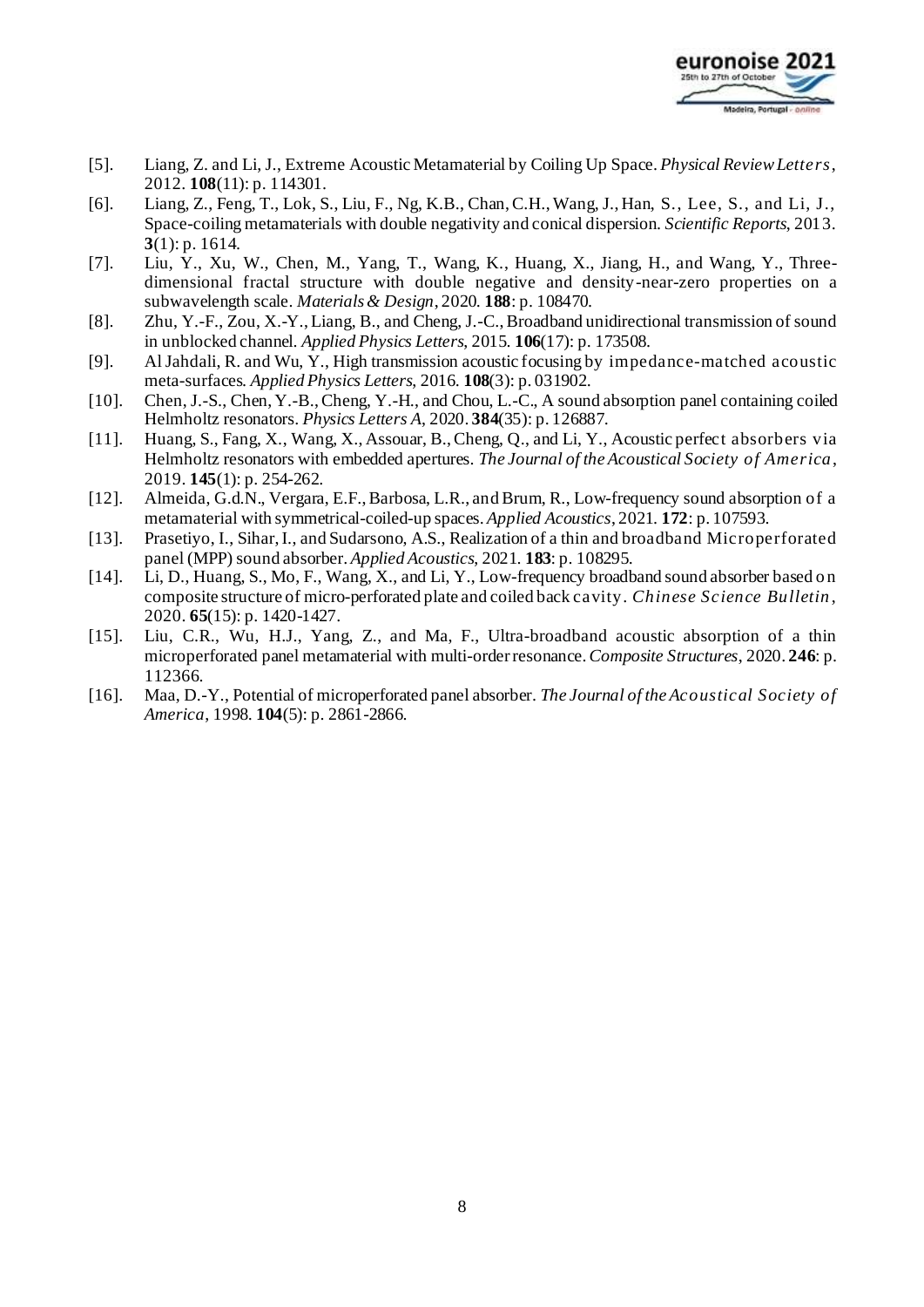[5]. Liang, Z. and Li, J., Extreme Acoustic Metamaterial by Coiling Up Space. *Physical Review Letters*, 2012. **108**(11): p. 114301.

[6]. Liang, Z., Feng, T., Lok, S., Liu, F., Ng, K.B., Chan, C.H., Wang, J., Han, S., Lee, S., and Li, J., Space-coiling metamaterials with double negativity and conical dispersion. *Scientific Reports*, 2013. **3**(1): p. 1614.

[7]. Liu, Y., Xu, W., Chen, M., Yang, T., Wang, K., Huang, X., Jiang, H., and Wang, Y., Three-dimensional fractal structure with double negative and density-near-zero properties on a subwavelength scale. *Materials & Design*, 2020. **188**: p. 108470.

[8]. Zhu, Y.-F., Zou, X.-Y., Liang, B., and Cheng, J.-C., Broadband unidirectional transmission of sound in unblocked channel. *Applied Physics Letters*, 2015. **106**(17): p. 173508.

[9]. Al Jahdali, R. and Wu, Y., High transmission acoustic focusing by impedance-matched acoustic meta-surfaces. *Applied Physics Letters*, 2016. **108**(3): p. 031902.

[10]. Chen, J.-S., Chen, Y.-B., Cheng, Y.-H., and Chou, L.-C., A sound absorption panel containing coiled Helmholtz resonators. *Physics Letters A*, 2020. **384**(35): p. 126887.

[11]. Huang, S., Fang, X., Wang, X., Assouar, B., Cheng, Q., and Li, Y., Acoustic perfect absorbers via Helmholtz resonators with embedded apertures. *The Journal of the Acoustical Society of America*, 2019. **145**(1): p. 254-262.

[12]. Almeida, G.d.N., Vergara, E.F., Barbosa, L.R., and Brum, R., Low-frequency sound absorption of a metamaterial with symmetrical-coiled-up spaces. *Applied Acoustics*, 2021. **172**: p. 107593.

[13]. Prasetiyo, I., Sihar, I., and Sudarsono, A.S., Realization of a thin and broadband Microperforated panel (MPP) sound absorber. *Applied Acoustics*, 2021. **183**: p. 108295.

[14]. Li, D., Huang, S., Mo, F., Wang, X., and Li, Y., Low-frequency broadband sound absorber based on composite structure of micro-perforated plate and coiled back cavity. *Chinese Science Bulletin*, 2020. **65**(15): p. 1420-1427.

[15]. Liu, C.R., Wu, H.J., Yang, Z., and Ma, F., Ultra-broadband acoustic absorption of a thin microperforated panel metamaterial with multi-order resonance. *Composite Structures*, 2020. **246**: p. 112366.

[16]. Maa, D.-Y., Potential of microperforated panel absorber. *The Journal of the Acoustical Society of America*, 1998. **104**(5): p. 2861-2866.